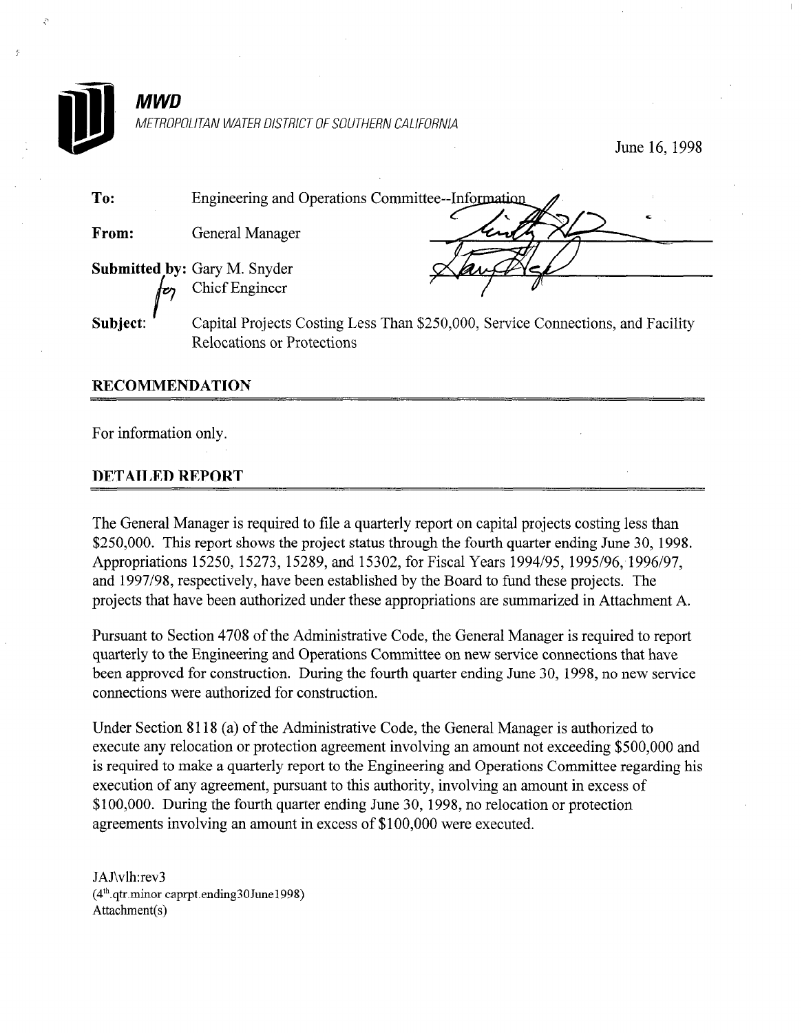**MWD**

*METROPOLITAN WATER DISTRICT OF SOUTHERN CALIFORNIA*

June 16, 1998

**To:** Engineering and Operations Committee--Information

**From:** General Manager

**Submitted by:** Gary M. Snyder
for Chief Engineer

**Subject:** Capital Projects Costing Less Than $250,000, Service Connections, and Facility Relocations or Protections

## RECOMMENDATION

For information only.

## DETAILED REPORT

The General Manager is required to file a quarterly report on capital projects costing less than $250,000. This report shows the project status through the fourth quarter ending June 30, 1998. Appropriations 15250, 15273, 15289, and 15302, for Fiscal Years 1994/95, 1995/96, 1996/97, and 1997/98, respectively, have been established by the Board to fund these projects. The projects that have been authorized under these appropriations are summarized in Attachment A.

Pursuant to Section 4708 of the Administrative Code, the General Manager is required to report quarterly to the Engineering and Operations Committee on new service connections that have been approved for construction. During the fourth quarter ending June 30, 1998, no new service connections were authorized for construction.

Under Section 8118 (a) of the Administrative Code, the General Manager is authorized to execute any relocation or protection agreement involving an amount not exceeding $500,000 and is required to make a quarterly report to the Engineering and Operations Committee regarding his execution of any agreement, pursuant to this authority, involving an amount in excess of $100,000. During the fourth quarter ending June 30, 1998, no relocation or protection agreements involving an amount in excess of $100,000 were executed.

JAJ\vlh:rev3
(4th.qtr.minor caprpt.ending30June1998)
Attachment(s)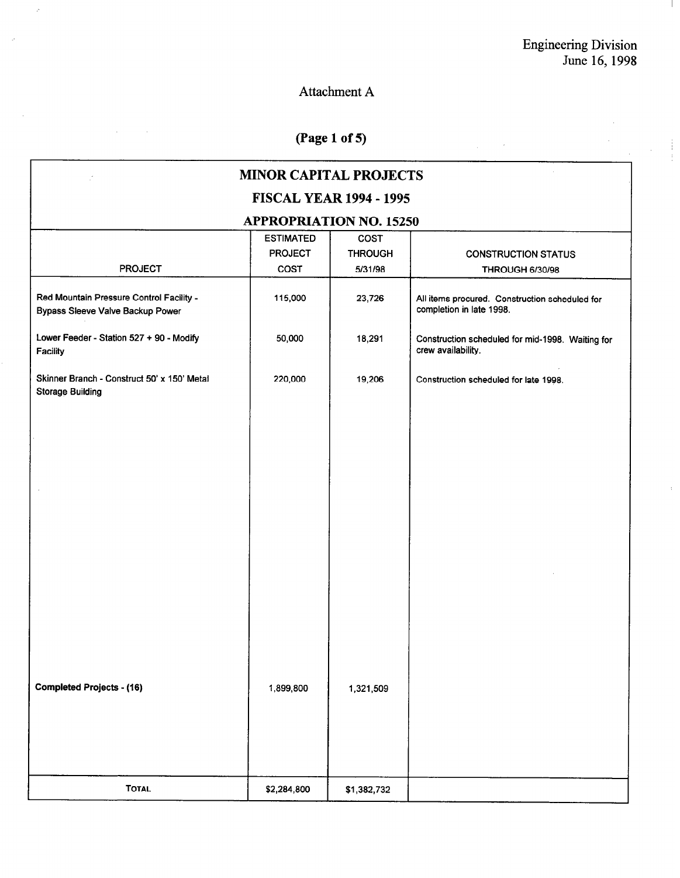Engineering Division
June 16, 1998

Attachment A

**(Page 1 of 5)**

## MINOR CAPITAL PROJECTS
## FISCAL YEAR 1994 - 1995
## APPROPRIATION NO. 15250

| PROJECT | ESTIMATED PROJECT COST | COST THROUGH 5/31/98 | CONSTRUCTION STATUS THROUGH 6/30/98 |
|---|---|---|---|
| Red Mountain Pressure Control Facility - Bypass Sleeve Valve Backup Power | 115,000 | 23,726 | All items procured. Construction scheduled for completion in late 1998. |
| Lower Feeder - Station 527 + 90 - Modify Facility | 50,000 | 18,291 | Construction scheduled for mid-1998. Waiting for crew availability. |
| Skinner Branch - Construct 50' x 150' Metal Storage Building | 220,000 | 19,206 | Construction scheduled for late 1998. |
| **Completed Projects - (16)** | 1,899,800 | 1,321,509 | |
| **TOTAL** | $2,284,800 | $1,382,732 | |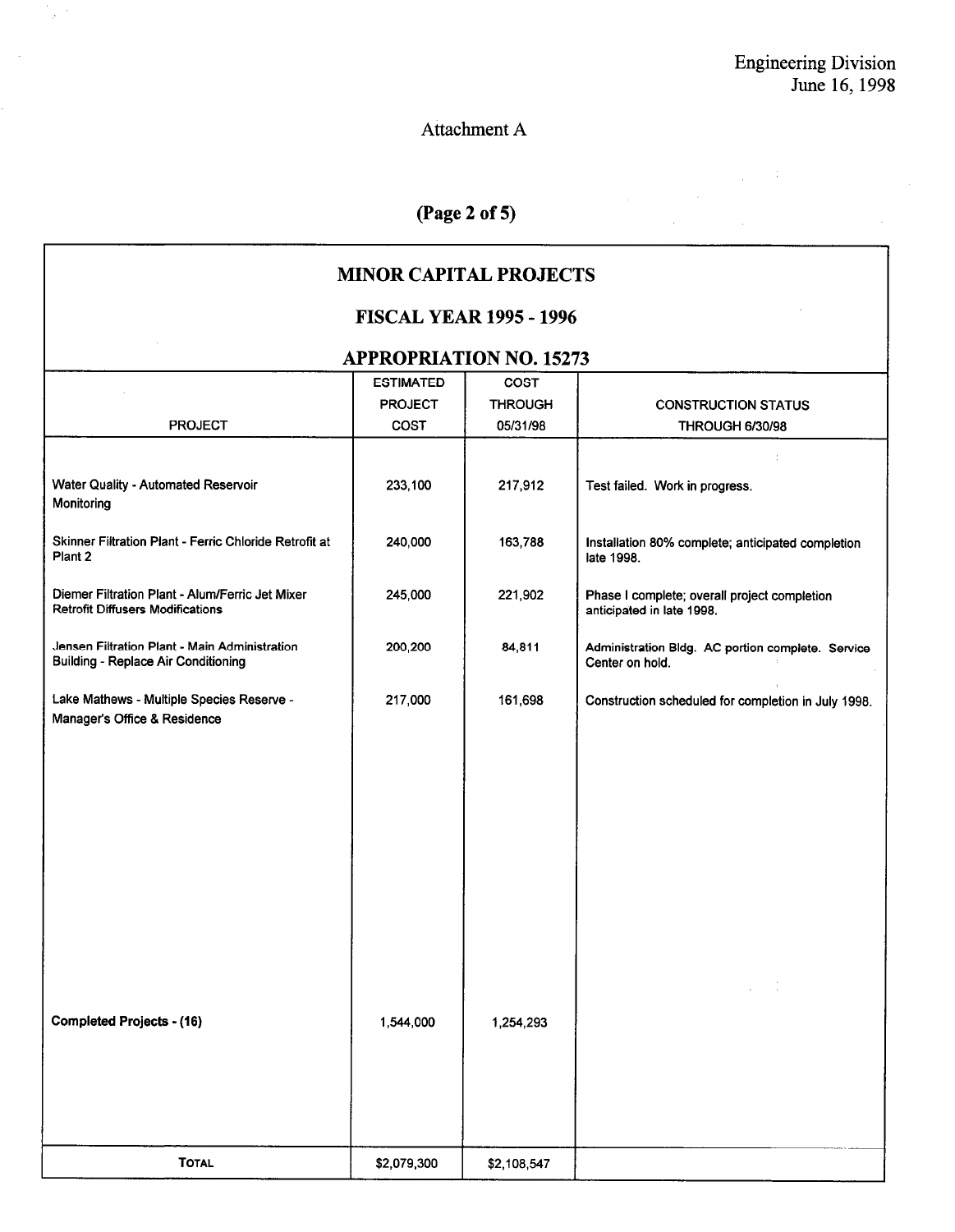Engineering Division
June 16, 1998

Attachment A

(Page 2 of 5)

## MINOR CAPITAL PROJECTS

## FISCAL YEAR 1995 - 1996

## APPROPRIATION NO. 15273

| PROJECT | ESTIMATED PROJECT COST | COST THROUGH 05/31/98 | CONSTRUCTION STATUS THROUGH 6/30/98 |
|---|---|---|---|
| Water Quality - Automated Reservoir Monitoring | 233,100 | 217,912 | Test failed. Work in progress. |
| Skinner Filtration Plant - Ferric Chloride Retrofit at Plant 2 | 240,000 | 163,788 | Installation 80% complete; anticipated completion late 1998. |
| Diemer Filtration Plant - Alum/Ferric Jet Mixer Retrofit Diffusers Modifications | 245,000 | 221,902 | Phase I complete; overall project completion anticipated in late 1998. |
| Jensen Filtration Plant - Main Administration Building - Replace Air Conditioning | 200,200 | 84,811 | Administration Bldg. AC portion complete. Service Center on hold. |
| Lake Mathews - Multiple Species Reserve - Manager's Office & Residence | 217,000 | 161,698 | Construction scheduled for completion in July 1998. |
| **Completed Projects - (16)** | 1,544,000 | 1,254,293 | |
| **TOTAL** | $2,079,300 | $2,108,547 | |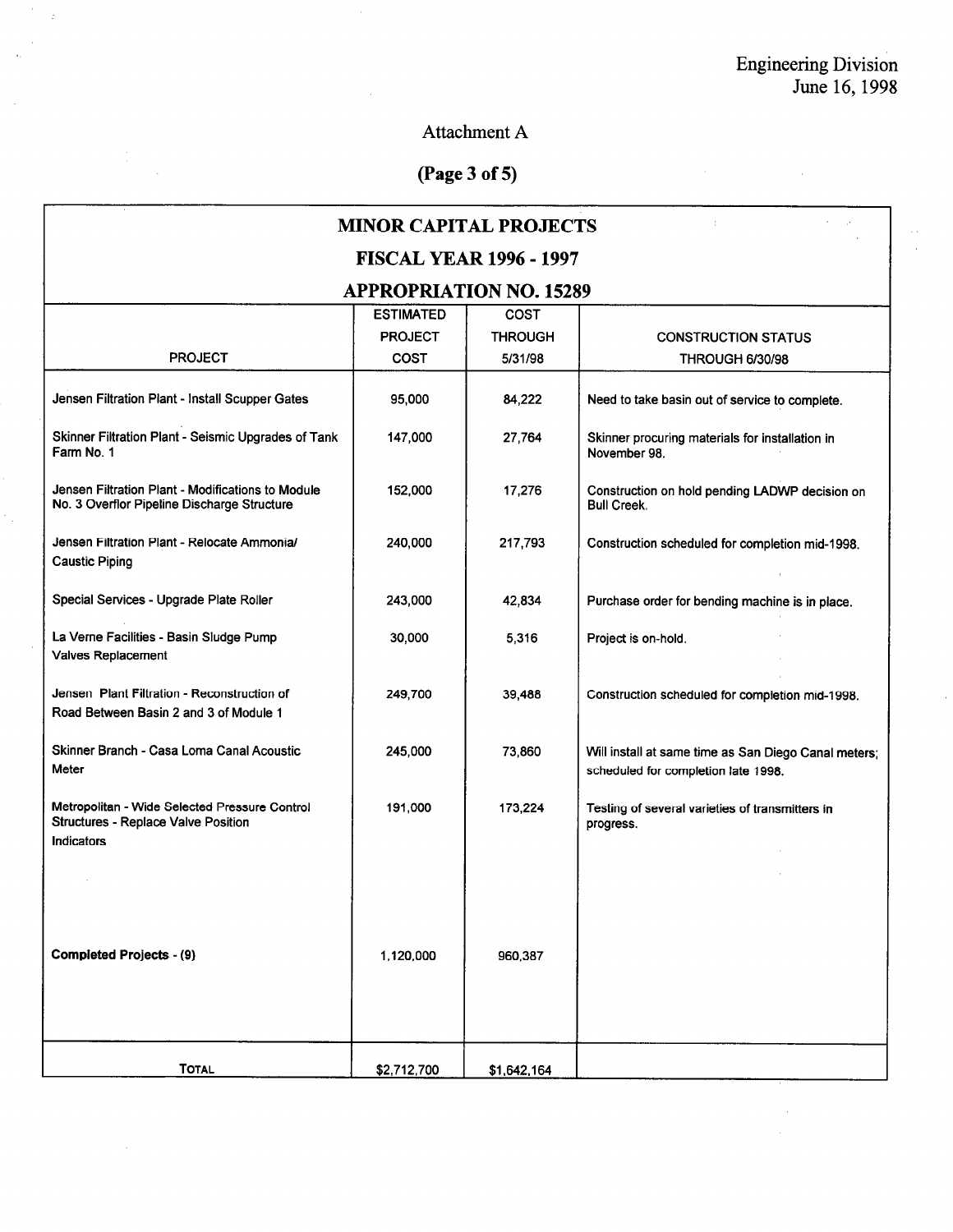Engineering Division
June 16, 1998

Attachment A

**(Page 3 of 5)**

## MINOR CAPITAL PROJECTS

## FISCAL YEAR 1996 - 1997

## APPROPRIATION NO. 15289

| PROJECT | ESTIMATED PROJECT COST | COST THROUGH 5/31/98 | CONSTRUCTION STATUS THROUGH 6/30/98 |
|---|---|---|---|
| Jensen Filtration Plant - Install Scupper Gates | 95,000 | 84,222 | Need to take basin out of service to complete. |
| Skinner Filtration Plant - Seismic Upgrades of Tank Farm No. 1 | 147,000 | 27,764 | Skinner procuring materials for installation in November 98. |
| Jensen Filtration Plant - Modifications to Module No. 3 Overflor Pipeline Discharge Structure | 152,000 | 17,276 | Construction on hold pending LADWP decision on Bull Creek. |
| Jensen Filtration Plant - Relocate Ammonia/ Caustic Piping | 240,000 | 217,793 | Construction scheduled for completion mid-1998. |
| Special Services - Upgrade Plate Roller | 243,000 | 42,834 | Purchase order for bending machine is in place. |
| La Verne Facilities - Basin Sludge Pump Valves Replacement | 30,000 | 5,316 | Project is on-hold. |
| Jensen Plant Filtration - Reconstruction of Road Between Basin 2 and 3 of Module 1 | 249,700 | 39,488 | Construction scheduled for completion mid-1998. |
| Skinner Branch - Casa Loma Canal Acoustic Meter | 245,000 | 73,860 | Will install at same time as San Diego Canal meters; scheduled for completion late 1998. |
| Metropolitan - Wide Selected Pressure Control Structures - Replace Valve Position Indicators | 191,000 | 173,224 | Testing of several varieties of transmitters in progress. |
| **Completed Projects - (9)** | 1,120,000 | 960,387 | |
| TOTAL | $2,712,700 | $1,642,164 | |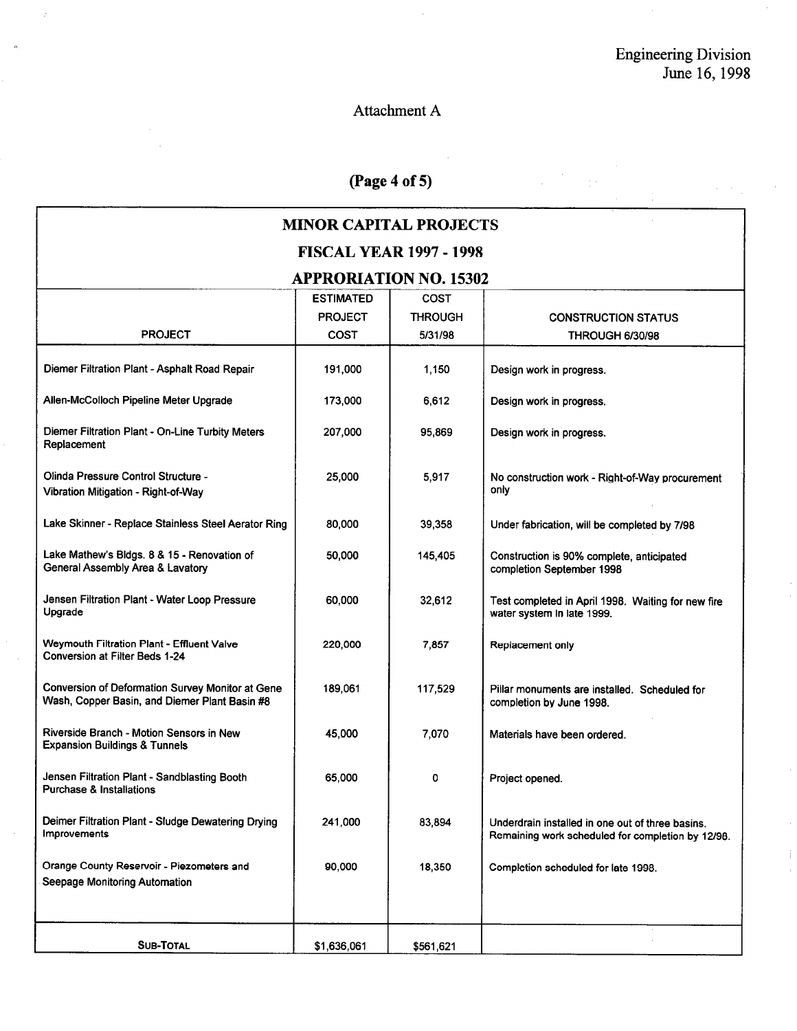Engineering Division
June 16, 1998

Attachment A

**(Page 4 of 5)**

| MINOR CAPITAL PROJECTS FISCAL YEAR 1997 - 1998 APPRORIATION NO. 15302 | | | |
|---|---|---|---|
| PROJECT | ESTIMATED PROJECT COST | COST THROUGH 5/31/98 | CONSTRUCTION STATUS THROUGH 6/30/98 |
| Diemer Filtration Plant - Asphalt Road Repair | 191,000 | 1,150 | Design work in progress. |
| Allen-McColloch Pipeline Meter Upgrade | 173,000 | 6,612 | Design work in progress. |
| Diemer Filtration Plant - On-Line Turbity Meters Replacement | 207,000 | 95,869 | Design work in progress. |
| Olinda Pressure Control Structure - Vibration Mitigation - Right-of-Way | 25,000 | 5,917 | No construction work - Right-of-Way procurement only |
| Lake Skinner - Replace Stainless Steel Aerator Ring | 80,000 | 39,358 | Under fabrication, will be completed by 7/98 |
| Lake Mathew's Bldgs. 8 & 15 - Renovation of General Assembly Area & Lavatory | 50,000 | 145,405 | Construction is 90% complete, anticipated completion September 1998 |
| Jensen Filtration Plant - Water Loop Pressure Upgrade | 60,000 | 32,612 | Test completed in April 1998. Waiting for new fire water system in late 1999. |
| Weymouth Filtration Plant - Effluent Valve Conversion at Filter Beds 1-24 | 220,000 | 7,857 | Replacement only |
| Conversion of Deformation Survey Monitor at Gene Wash, Copper Basin, and Diemer Plant Basin #8 | 189,061 | 117,529 | Pillar monuments are installed. Scheduled for completion by June 1998. |
| Riverside Branch - Motion Sensors in New Expansion Buildings & Tunnels | 45,000 | 7,070 | Materials have been ordered. |
| Jensen Filtration Plant - Sandblasting Booth Purchase & Installations | 65,000 | 0 | Project opened. |
| Deimer Filtration Plant - Sludge Dewatering Drying Improvements | 241,000 | 83,894 | Underdrain installed in one out of three basins. Remaining work scheduled for completion by 12/98. |
| Orange County Reservoir - Piezometers and Seepage Monitoring Automation | 90,000 | 18,350 | Completion scheduled for late 1998. |
| **SUB-TOTAL** | $1,636,061 | $561,621 | |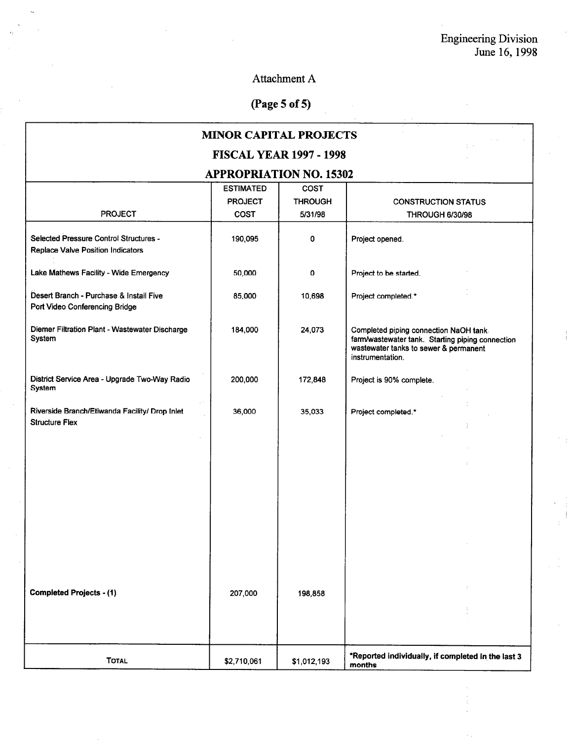Engineering Division
June 16, 1998

Attachment A

**(Page 5 of 5)**

## MINOR CAPITAL PROJECTS

## FISCAL YEAR 1997 - 1998

## APPROPRIATION NO. 15302

| PROJECT | ESTIMATED PROJECT COST | COST THROUGH 5/31/98 | CONSTRUCTION STATUS THROUGH 6/30/98 |
|---|---|---|---|
| Selected Pressure Control Structures - Replace Valve Position Indicators | 190,095 | 0 | Project opened. |
| Lake Mathews Facility - Wide Emergency | 50,000 | 0 | Project to be started. |
| Desert Branch - Purchase & Install Five Port Video Conferencing Bridge | 85,000 | 10,698 | Project completed.* |
| Diemer Filtration Plant - Wastewater Discharge System | 184,000 | 24,073 | Completed piping connection NaOH tank farm/wastewater tank. Starting piping connection wastewater tanks to sewer & permanent instrumentation. |
| District Service Area - Upgrade Two-Way Radio System | 200,000 | 172,848 | Project is 90% complete. |
| Riverside Branch/Etiwanda Facility/ Drop Inlet Structure Flex | 36,000 | 35,033 | Project completed.* |
| **Completed Projects - (1)** | 207,000 | 198,858 | |
| TOTAL | $2,710,061 | $1,012,193 | **\*Reported individually, if completed in the last 3 months** |